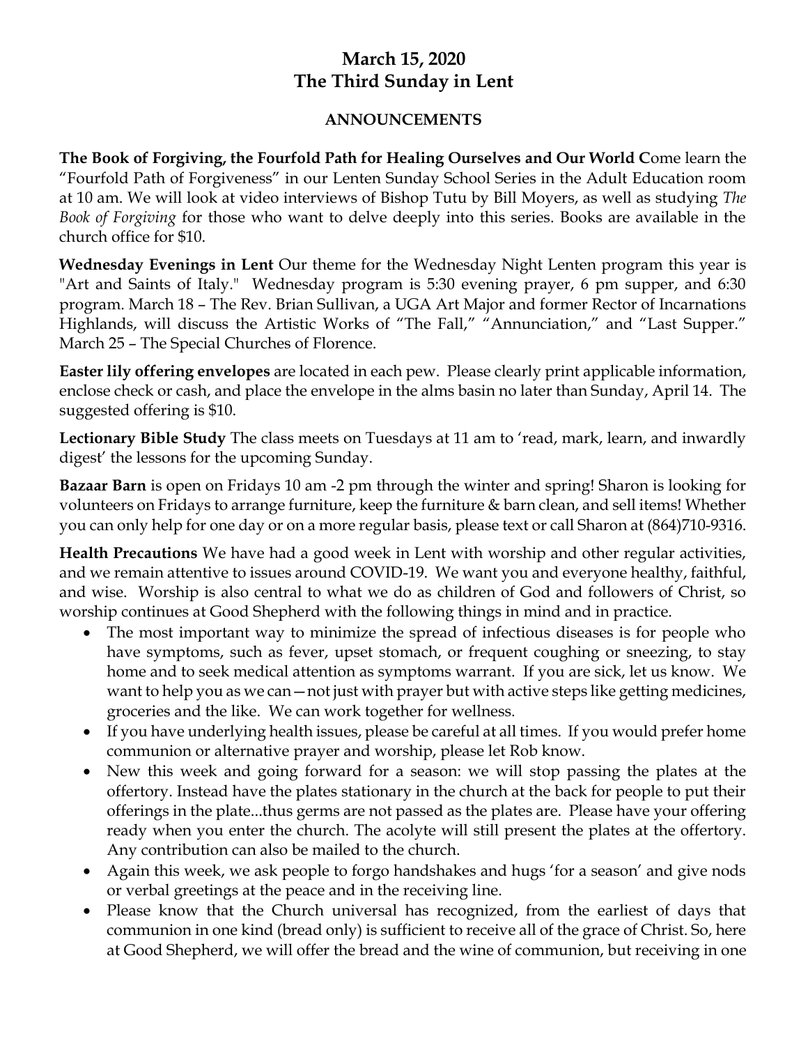# March 15, 2020
# The Third Sunday in Lent

## ANNOUNCEMENTS

**The Book of Forgiving, the Fourfold Path for Healing Ourselves and Our World C**ome learn the "Fourfold Path of Forgiveness" in our Lenten Sunday School Series in the Adult Education room at 10 am. We will look at video interviews of Bishop Tutu by Bill Moyers, as well as studying *The Book of Forgiving* for those who want to delve deeply into this series. Books are available in the church office for $10.

**Wednesday Evenings in Lent** Our theme for the Wednesday Night Lenten program this year is "Art and Saints of Italy." Wednesday program is 5:30 evening prayer, 6 pm supper, and 6:30 program. March 18 – The Rev. Brian Sullivan, a UGA Art Major and former Rector of Incarnations Highlands, will discuss the Artistic Works of "The Fall," "Annunciation," and "Last Supper." March 25 – The Special Churches of Florence.

**Easter lily offering envelopes** are located in each pew. Please clearly print applicable information, enclose check or cash, and place the envelope in the alms basin no later than Sunday, April 14. The suggested offering is $10.

**Lectionary Bible Study** The class meets on Tuesdays at 11 am to 'read, mark, learn, and inwardly digest' the lessons for the upcoming Sunday.

**Bazaar Barn** is open on Fridays 10 am -2 pm through the winter and spring! Sharon is looking for volunteers on Fridays to arrange furniture, keep the furniture & barn clean, and sell items! Whether you can only help for one day or on a more regular basis, please text or call Sharon at (864)710-9316.

**Health Precautions** We have had a good week in Lent with worship and other regular activities, and we remain attentive to issues around COVID-19. We want you and everyone healthy, faithful, and wise. Worship is also central to what we do as children of God and followers of Christ, so worship continues at Good Shepherd with the following things in mind and in practice.

- The most important way to minimize the spread of infectious diseases is for people who have symptoms, such as fever, upset stomach, or frequent coughing or sneezing, to stay home and to seek medical attention as symptoms warrant. If you are sick, let us know. We want to help you as we can—not just with prayer but with active steps like getting medicines, groceries and the like. We can work together for wellness.
- If you have underlying health issues, please be careful at all times. If you would prefer home communion or alternative prayer and worship, please let Rob know.
- New this week and going forward for a season: we will stop passing the plates at the offertory. Instead have the plates stationary in the church at the back for people to put their offerings in the plate...thus germs are not passed as the plates are. Please have your offering ready when you enter the church. The acolyte will still present the plates at the offertory. Any contribution can also be mailed to the church.
- Again this week, we ask people to forgo handshakes and hugs 'for a season' and give nods or verbal greetings at the peace and in the receiving line.
- Please know that the Church universal has recognized, from the earliest of days that communion in one kind (bread only) is sufficient to receive all of the grace of Christ. So, here at Good Shepherd, we will offer the bread and the wine of communion, but receiving in one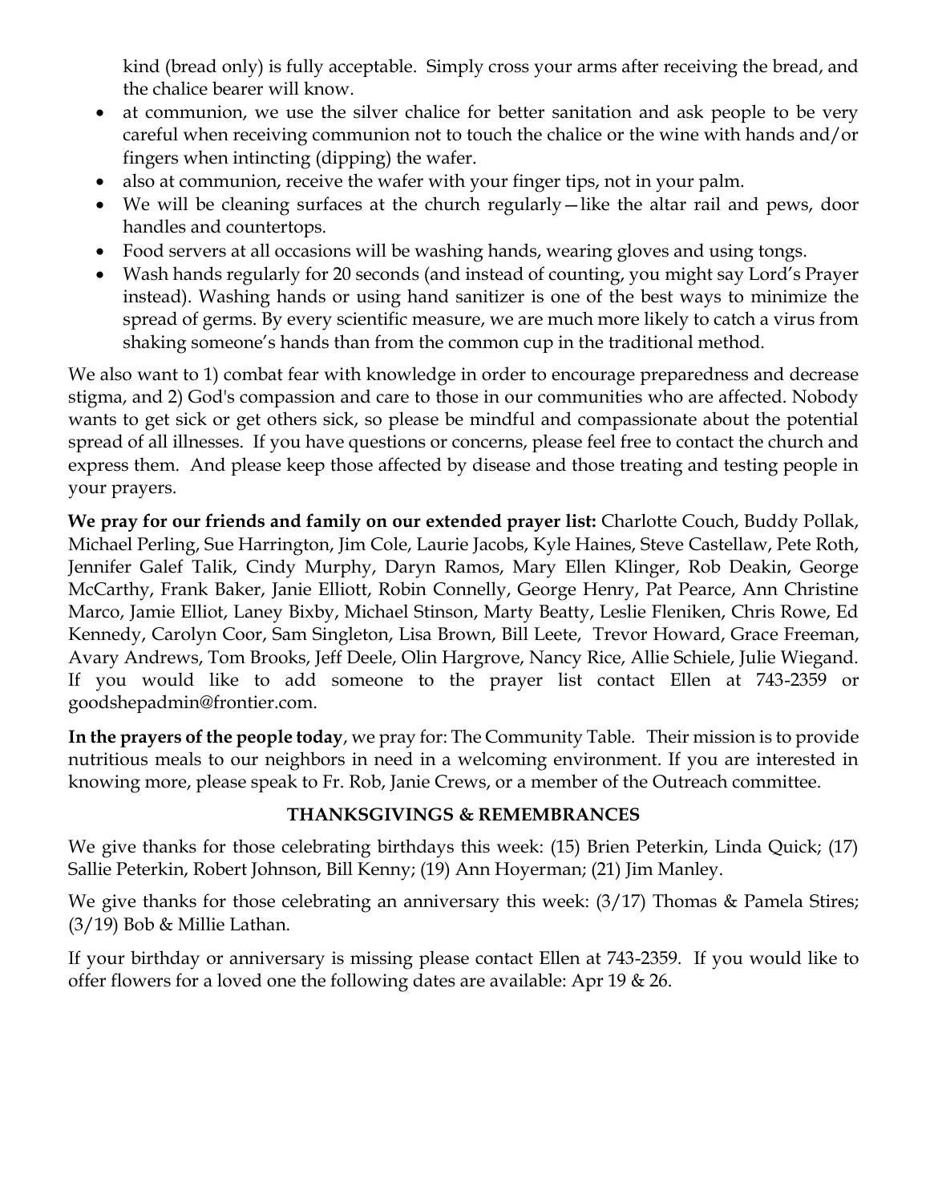kind (bread only) is fully acceptable. Simply cross your arms after receiving the bread, and the chalice bearer will know.

- at communion, we use the silver chalice for better sanitation and ask people to be very careful when receiving communion not to touch the chalice or the wine with hands and/or fingers when intincting (dipping) the wafer.
- also at communion, receive the wafer with your finger tips, not in your palm.
- We will be cleaning surfaces at the church regularly—like the altar rail and pews, door handles and countertops.
- Food servers at all occasions will be washing hands, wearing gloves and using tongs.
- Wash hands regularly for 20 seconds (and instead of counting, you might say Lord's Prayer instead). Washing hands or using hand sanitizer is one of the best ways to minimize the spread of germs. By every scientific measure, we are much more likely to catch a virus from shaking someone's hands than from the common cup in the traditional method.

We also want to 1) combat fear with knowledge in order to encourage preparedness and decrease stigma, and 2) God's compassion and care to those in our communities who are affected. Nobody wants to get sick or get others sick, so please be mindful and compassionate about the potential spread of all illnesses. If you have questions or concerns, please feel free to contact the church and express them. And please keep those affected by disease and those treating and testing people in your prayers.

**We pray for our friends and family on our extended prayer list:** Charlotte Couch, Buddy Pollak, Michael Perling, Sue Harrington, Jim Cole, Laurie Jacobs, Kyle Haines, Steve Castellaw, Pete Roth, Jennifer Galef Talik, Cindy Murphy, Daryn Ramos, Mary Ellen Klinger, Rob Deakin, George McCarthy, Frank Baker, Janie Elliott, Robin Connelly, George Henry, Pat Pearce, Ann Christine Marco, Jamie Elliot, Laney Bixby, Michael Stinson, Marty Beatty, Leslie Fleniken, Chris Rowe, Ed Kennedy, Carolyn Coor, Sam Singleton, Lisa Brown, Bill Leete, Trevor Howard, Grace Freeman, Avary Andrews, Tom Brooks, Jeff Deele, Olin Hargrove, Nancy Rice, Allie Schiele, Julie Wiegand. If you would like to add someone to the prayer list contact Ellen at 743-2359 or goodshepadmin@frontier.com.

**In the prayers of the people today**, we pray for: The Community Table. Their mission is to provide nutritious meals to our neighbors in need in a welcoming environment. If you are interested in knowing more, please speak to Fr. Rob, Janie Crews, or a member of the Outreach committee.

**THANKSGIVINGS & REMEMBRANCES**

We give thanks for those celebrating birthdays this week: (15) Brien Peterkin, Linda Quick; (17) Sallie Peterkin, Robert Johnson, Bill Kenny; (19) Ann Hoyerman; (21) Jim Manley.

We give thanks for those celebrating an anniversary this week: (3/17) Thomas & Pamela Stires; (3/19) Bob & Millie Lathan.

If your birthday or anniversary is missing please contact Ellen at 743-2359. If you would like to offer flowers for a loved one the following dates are available: Apr 19 & 26.